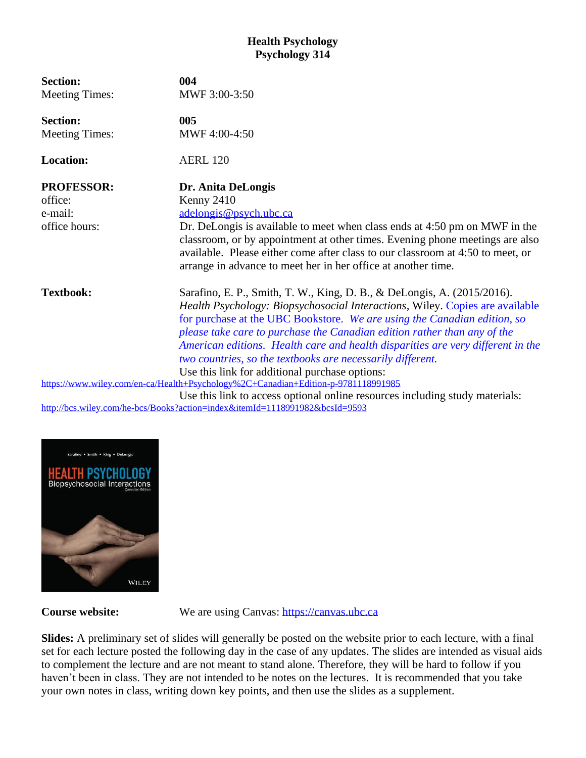# Health Psychology
# Psychology 314

**Section:** **004**
Meeting Times: MWF 3:00-3:50

**Section:** **005**
Meeting Times: MWF 4:00-4:50

**Location:** AERL 120

**PROFESSOR:** **Dr. Anita DeLongis**
office: Kenny 2410
e-mail: adelongis@psych.ubc.ca
office hours: Dr. DeLongis is available to meet when class ends at 4:50 pm on MWF in the classroom, or by appointment at other times. Evening phone meetings are also available. Please either come after class to our classroom at 4:50 to meet, or arrange in advance to meet her in her office at another time.

**Textbook:** Sarafino, E. P., Smith, T. W., King, D. B., & DeLongis, A. (2015/2016). *Health Psychology: Biopsychosocial Interactions*, Wiley. Copies are available for purchase at the UBC Bookstore. *We are using the Canadian edition, so please take care to purchase the Canadian edition rather than any of the American editions. Health care and health disparities are very different in the two countries, so the textbooks are necessarily different.*
Use this link for additional purchase options:
https://www.wiley.com/en-ca/Health+Psychology%2C+Canadian+Edition-p-9781118991985
Use this link to access optional online resources including study materials:
http://bcs.wiley.com/he-bcs/Books?action=index&itemId=1118991982&bcsId=9593

**Course website:** We are using Canvas: https://canvas.ubc.ca

**Slides:** A preliminary set of slides will generally be posted on the website prior to each lecture, with a final set for each lecture posted the following day in the case of any updates. The slides are intended as visual aids to complement the lecture and are not meant to stand alone. Therefore, they will be hard to follow if you haven't been in class. They are not intended to be notes on the lectures. It is recommended that you take your own notes in class, writing down key points, and then use the slides as a supplement.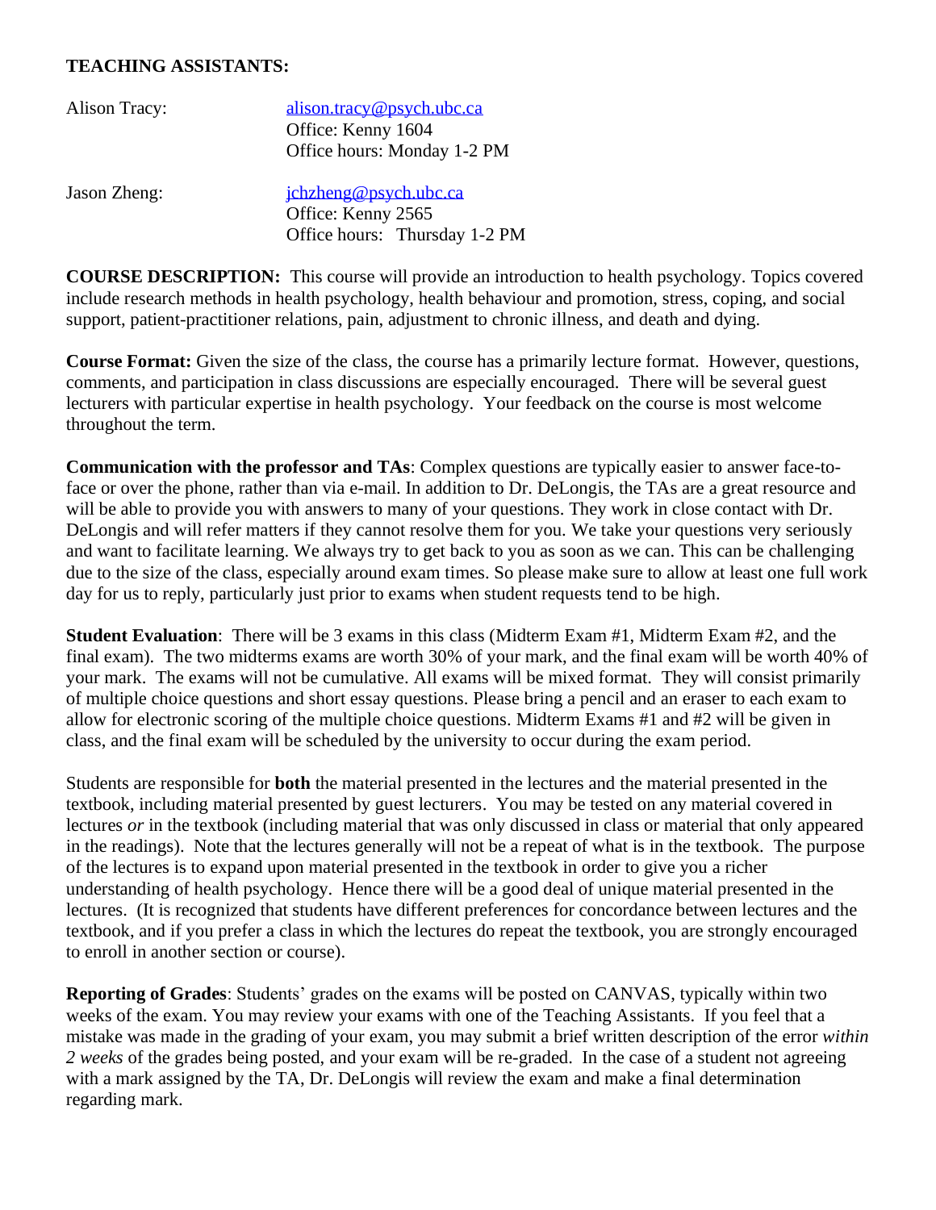**TEACHING ASSISTANTS:**

Alison Tracy: alison.tracy@psych.ubc.ca
Office: Kenny 1604
Office hours: Monday 1-2 PM

Jason Zheng: jchzheng@psych.ubc.ca
Office: Kenny 2565
Office hours: Thursday 1-2 PM

**COURSE DESCRIPTION:** This course will provide an introduction to health psychology. Topics covered include research methods in health psychology, health behaviour and promotion, stress, coping, and social support, patient-practitioner relations, pain, adjustment to chronic illness, and death and dying.

**Course Format:** Given the size of the class, the course has a primarily lecture format. However, questions, comments, and participation in class discussions are especially encouraged. There will be several guest lecturers with particular expertise in health psychology. Your feedback on the course is most welcome throughout the term.

**Communication with the professor and TAs**: Complex questions are typically easier to answer face-to-face or over the phone, rather than via e-mail. In addition to Dr. DeLongis, the TAs are a great resource and will be able to provide you with answers to many of your questions. They work in close contact with Dr. DeLongis and will refer matters if they cannot resolve them for you. We take your questions very seriously and want to facilitate learning. We always try to get back to you as soon as we can. This can be challenging due to the size of the class, especially around exam times. So please make sure to allow at least one full work day for us to reply, particularly just prior to exams when student requests tend to be high.

**Student Evaluation**: There will be 3 exams in this class (Midterm Exam #1, Midterm Exam #2, and the final exam). The two midterms exams are worth 30% of your mark, and the final exam will be worth 40% of your mark. The exams will not be cumulative. All exams will be mixed format. They will consist primarily of multiple choice questions and short essay questions. Please bring a pencil and an eraser to each exam to allow for electronic scoring of the multiple choice questions. Midterm Exams #1 and #2 will be given in class, and the final exam will be scheduled by the university to occur during the exam period.

Students are responsible for **both** the material presented in the lectures and the material presented in the textbook, including material presented by guest lecturers. You may be tested on any material covered in lectures *or* in the textbook (including material that was only discussed in class or material that only appeared in the readings). Note that the lectures generally will not be a repeat of what is in the textbook. The purpose of the lectures is to expand upon material presented in the textbook in order to give you a richer understanding of health psychology. Hence there will be a good deal of unique material presented in the lectures. (It is recognized that students have different preferences for concordance between lectures and the textbook, and if you prefer a class in which the lectures do repeat the textbook, you are strongly encouraged to enroll in another section or course).

**Reporting of Grades**: Students' grades on the exams will be posted on CANVAS, typically within two weeks of the exam. You may review your exams with one of the Teaching Assistants. If you feel that a mistake was made in the grading of your exam, you may submit a brief written description of the error *within 2 weeks* of the grades being posted, and your exam will be re-graded. In the case of a student not agreeing with a mark assigned by the TA, Dr. DeLongis will review the exam and make a final determination regarding mark.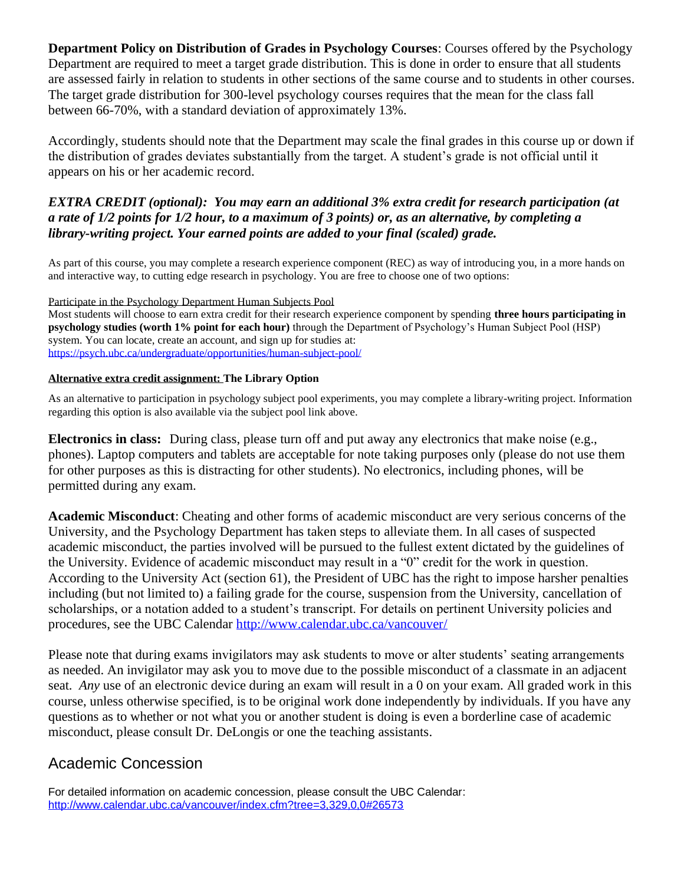**Department Policy on Distribution of Grades in Psychology Courses**: Courses offered by the Psychology Department are required to meet a target grade distribution. This is done in order to ensure that all students are assessed fairly in relation to students in other sections of the same course and to students in other courses. The target grade distribution for 300-level psychology courses requires that the mean for the class fall between 66-70%, with a standard deviation of approximately 13%.

Accordingly, students should note that the Department may scale the final grades in this course up or down if the distribution of grades deviates substantially from the target. A student's grade is not official until it appears on his or her academic record.

***EXTRA CREDIT (optional): You may earn an additional 3% extra credit for research participation (at a rate of 1/2 points for 1/2 hour, to a maximum of 3 points) or, as an alternative, by completing a library-writing project. Your earned points are added to your final (scaled) grade.***

As part of this course, you may complete a research experience component (REC) as way of introducing you, in a more hands on and interactive way, to cutting edge research in psychology. You are free to choose one of two options:

Participate in the Psychology Department Human Subjects Pool

Most students will choose to earn extra credit for their research experience component by spending **three hours participating in psychology studies (worth 1% point for each hour)** through the Department of Psychology's Human Subject Pool (HSP) system. You can locate, create an account, and sign up for studies at: https://psych.ubc.ca/undergraduate/opportunities/human-subject-pool/

**Alternative extra credit assignment: The Library Option**

As an alternative to participation in psychology subject pool experiments, you may complete a library-writing project. Information regarding this option is also available via the subject pool link above.

**Electronics in class:** During class, please turn off and put away any electronics that make noise (e.g., phones). Laptop computers and tablets are acceptable for note taking purposes only (please do not use them for other purposes as this is distracting for other students). No electronics, including phones, will be permitted during any exam.

**Academic Misconduct**: Cheating and other forms of academic misconduct are very serious concerns of the University, and the Psychology Department has taken steps to alleviate them. In all cases of suspected academic misconduct, the parties involved will be pursued to the fullest extent dictated by the guidelines of the University. Evidence of academic misconduct may result in a "0" credit for the work in question. According to the University Act (section 61), the President of UBC has the right to impose harsher penalties including (but not limited to) a failing grade for the course, suspension from the University, cancellation of scholarships, or a notation added to a student's transcript. For details on pertinent University policies and procedures, see the UBC Calendar http://www.calendar.ubc.ca/vancouver/

Please note that during exams invigilators may ask students to move or alter students' seating arrangements as needed. An invigilator may ask you to move due to the possible misconduct of a classmate in an adjacent seat. *Any* use of an electronic device during an exam will result in a 0 on your exam. All graded work in this course, unless otherwise specified, is to be original work done independently by individuals. If you have any questions as to whether or not what you or another student is doing is even a borderline case of academic misconduct, please consult Dr. DeLongis or one the teaching assistants.

## Academic Concession

For detailed information on academic concession, please consult the UBC Calendar: http://www.calendar.ubc.ca/vancouver/index.cfm?tree=3,329,0,0#26573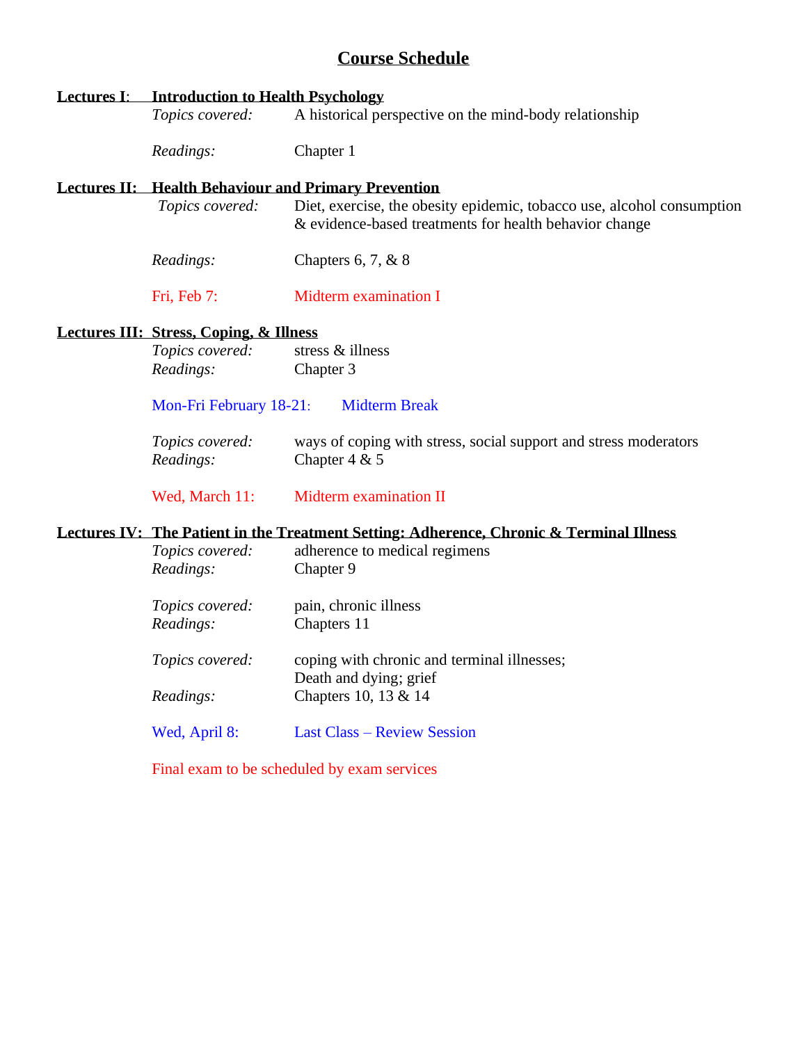# Course Schedule

**Lectures I: Introduction to Health Psychology**

*Topics covered:* A historical perspective on the mind-body relationship

*Readings:* Chapter 1

**Lectures II: Health Behaviour and Primary Prevention**

*Topics covered:* Diet, exercise, the obesity epidemic, tobacco use, alcohol consumption & evidence-based treatments for health behavior change

*Readings:* Chapters 6, 7, & 8

Fri, Feb 7: Midterm examination I

**Lectures III: Stress, Coping, & Illness**

*Topics covered:* stress & illness
*Readings:* Chapter 3

Mon-Fri February 18-21: Midterm Break

*Topics covered:* ways of coping with stress, social support and stress moderators
*Readings:* Chapter 4 & 5

Wed, March 11: Midterm examination II

**Lectures IV: The Patient in the Treatment Setting: Adherence, Chronic & Terminal Illness**

*Topics covered:* adherence to medical regimens
*Readings:* Chapter 9

*Topics covered:* pain, chronic illness
*Readings:* Chapters 11

*Topics covered:* coping with chronic and terminal illnesses; Death and dying; grief
*Readings:* Chapters 10, 13 & 14

Wed, April 8: Last Class – Review Session

Final exam to be scheduled by exam services